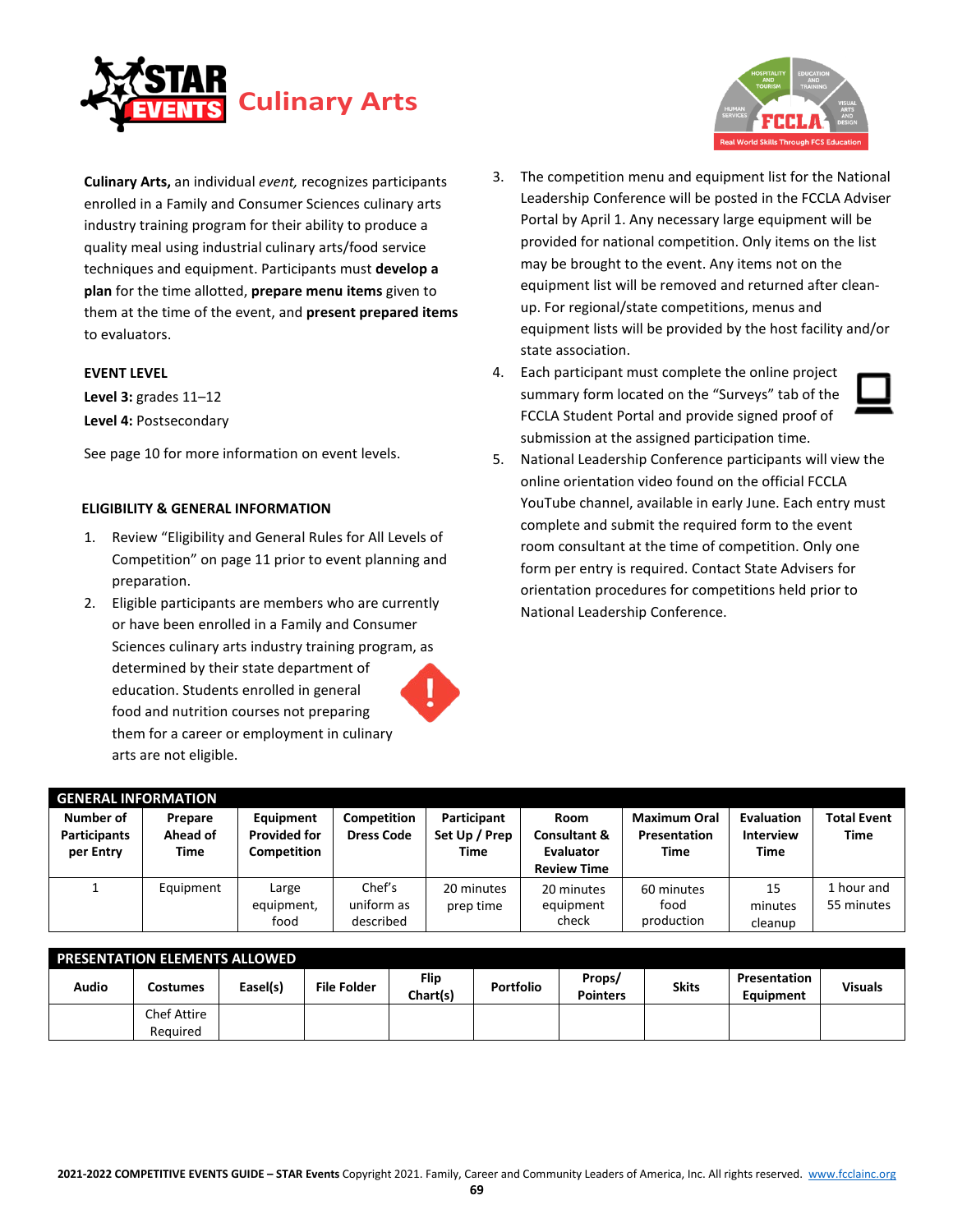# Culinary Arts

**Culinary Arts,** an individual *event,* recognizes participants enrolled in a Family and Consumer Sciences culinary arts industry training program for their ability to produce a quality meal using industrial culinary arts/food service techniques and equipment. Participants must **develop a plan** for the time allotted, **prepare menu items** given to them at the time of the event, and **present prepared items** to evaluators.

**EVENT LEVEL**

**Level 3:** grades 11–12

**Level 4:** Postsecondary

See page 10 for more information on event levels.

## ELIGIBILITY & GENERAL INFORMATION

1. Review "Eligibility and General Rules for All Levels of Competition" on page 11 prior to event planning and preparation.
2. Eligible participants are members who are currently or have been enrolled in a Family and Consumer Sciences culinary arts industry training program, as determined by their state department of education. Students enrolled in general food and nutrition courses not preparing them for a career or employment in culinary arts are not eligible.
3. The competition menu and equipment list for the National Leadership Conference will be posted in the FCCLA Adviser Portal by April 1. Any necessary large equipment will be provided for national competition. Only items on the list may be brought to the event. Any items not on the equipment list will be removed and returned after clean-up. For regional/state competitions, menus and equipment lists will be provided by the host facility and/or state association.
4. Each participant must complete the online project summary form located on the "Surveys" tab of the FCCLA Student Portal and provide signed proof of submission at the assigned participation time.
5. National Leadership Conference participants will view the online orientation video found on the official FCCLA YouTube channel, available in early June. Each entry must complete and submit the required form to the event room consultant at the time of competition. Only one form per entry is required. Contact State Advisers for orientation procedures for competitions held prior to National Leadership Conference.

**GENERAL INFORMATION**

| Number of Participants per Entry | Prepare Ahead of Time | Equipment Provided for Competition | Competition Dress Code | Participant Set Up / Prep Time | Room Consultant & Evaluator Review Time | Maximum Oral Presentation Time | Evaluation Interview Time | Total Event Time |
|---|---|---|---|---|---|---|---|---|
| 1 | Equipment | Large equipment, food | Chef's uniform as described | 20 minutes prep time | 20 minutes equipment check | 60 minutes food production | 15 minutes cleanup | 1 hour and 55 minutes |

**PRESENTATION ELEMENTS ALLOWED**

| Audio | Costumes | Easel(s) | File Folder | Flip Chart(s) | Portfolio | Props/ Pointers | Skits | Presentation Equipment | Visuals |
|---|---|---|---|---|---|---|---|---|---|
| | Chef Attire Required | | | | | | | | |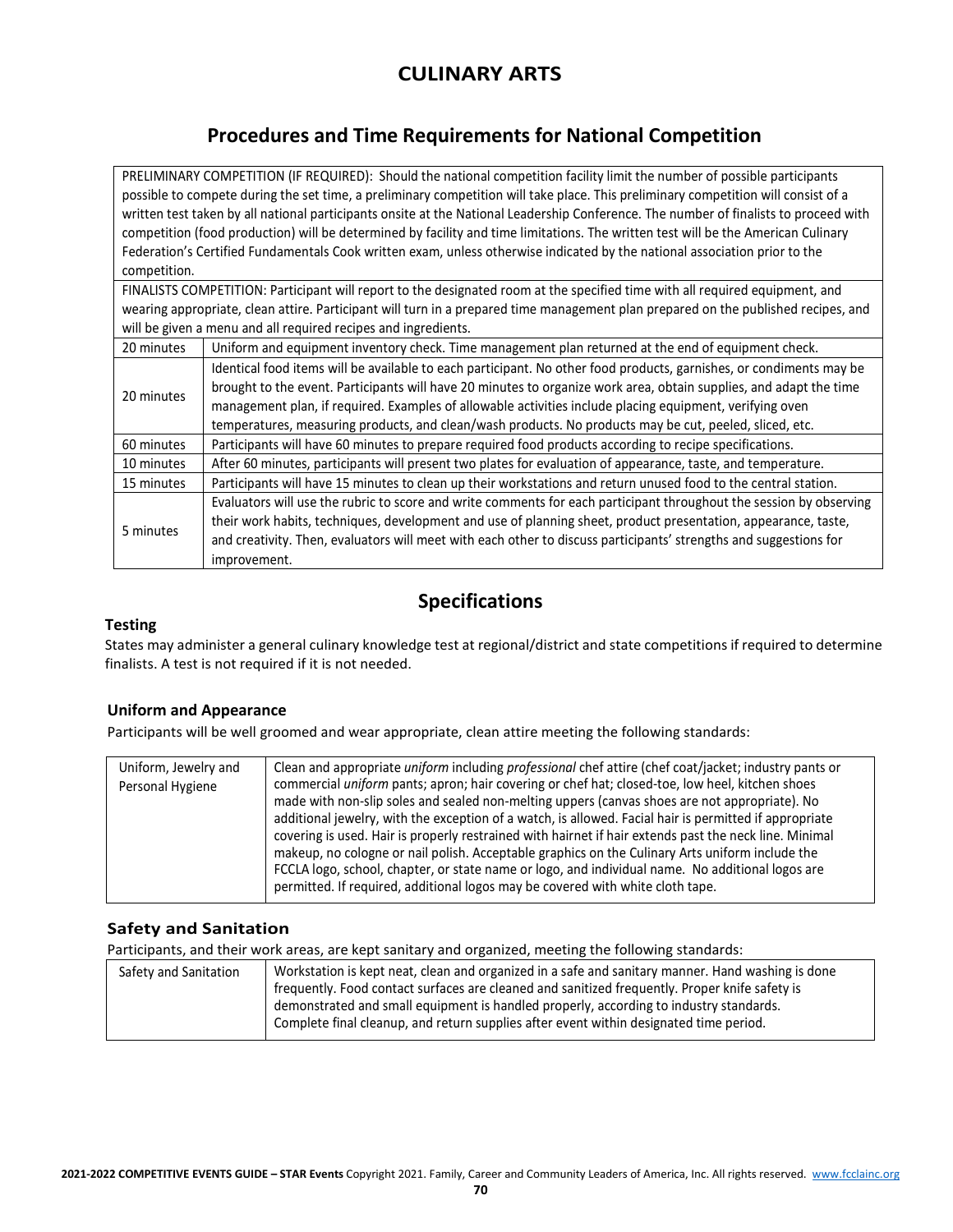# CULINARY ARTS

## Procedures and Time Requirements for National Competition

| PRELIMINARY COMPETITION (IF REQUIRED): Should the national competition facility limit the number of possible participants possible to compete during the set time, a preliminary competition will take place. This preliminary competition will consist of a written test taken by all national participants onsite at the National Leadership Conference. The number of finalists to proceed with competition (food production) will be determined by facility and time limitations. The written test will be the American Culinary Federation's Certified Fundamentals Cook written exam, unless otherwise indicated by the national association prior to the competition. | |
|---|---|
| FINALISTS COMPETITION: Participant will report to the designated room at the specified time with all required equipment, and wearing appropriate, clean attire. Participant will turn in a prepared time management plan prepared on the published recipes, and will be given a menu and all required recipes and ingredients. | |
| 20 minutes | Uniform and equipment inventory check. Time management plan returned at the end of equipment check. |
| 20 minutes | Identical food items will be available to each participant. No other food products, garnishes, or condiments may be brought to the event. Participants will have 20 minutes to organize work area, obtain supplies, and adapt the time management plan, if required. Examples of allowable activities include placing equipment, verifying oven temperatures, measuring products, and clean/wash products. No products may be cut, peeled, sliced, etc. |
| 60 minutes | Participants will have 60 minutes to prepare required food products according to recipe specifications. |
| 10 minutes | After 60 minutes, participants will present two plates for evaluation of appearance, taste, and temperature. |
| 15 minutes | Participants will have 15 minutes to clean up their workstations and return unused food to the central station. |
| 5 minutes | Evaluators will use the rubric to score and write comments for each participant throughout the session by observing their work habits, techniques, development and use of planning sheet, product presentation, appearance, taste, and creativity. Then, evaluators will meet with each other to discuss participants' strengths and suggestions for improvement. |

## Specifications

### Testing

States may administer a general culinary knowledge test at regional/district and state competitions if required to determine finalists. A test is not required if it is not needed.

### Uniform and Appearance

Participants will be well groomed and wear appropriate, clean attire meeting the following standards:

| Uniform, Jewelry and Personal Hygiene | Clean and appropriate *uniform* including *professional* chef attire (chef coat/jacket; industry pants or commercial *uniform* pants; apron; hair covering or chef hat; closed-toe, low heel, kitchen shoes made with non-slip soles and sealed non-melting uppers (canvas shoes are not appropriate). No additional jewelry, with the exception of a watch, is allowed. Facial hair is permitted if appropriate covering is used. Hair is properly restrained with hairnet if hair extends past the neck line. Minimal makeup, no cologne or nail polish. Acceptable graphics on the Culinary Arts uniform include the FCCLA logo, school, chapter, or state name or logo, and individual name. No additional logos are permitted. If required, additional logos may be covered with white cloth tape. |
|---|---|

### Safety and Sanitation

Participants, and their work areas, are kept sanitary and organized, meeting the following standards:

| Safety and Sanitation | Workstation is kept neat, clean and organized in a safe and sanitary manner. Hand washing is done frequently. Food contact surfaces are cleaned and sanitized frequently. Proper knife safety is demonstrated and small equipment is handled properly, according to industry standards. Complete final cleanup, and return supplies after event within designated time period. |
|---|---|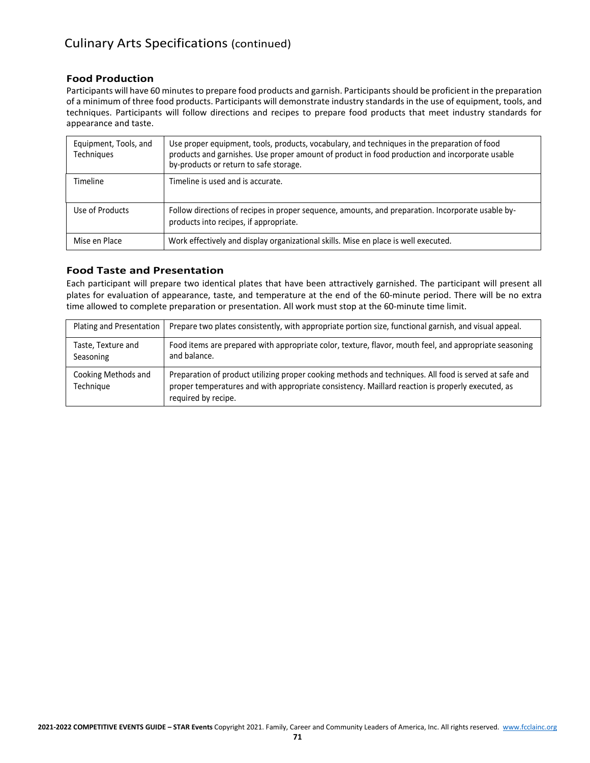## Culinary Arts Specifications (continued)

### Food Production

Participants will have 60 minutes to prepare food products and garnish. Participants should be proficient in the preparation of a minimum of three food products. Participants will demonstrate industry standards in the use of equipment, tools, and techniques. Participants will follow directions and recipes to prepare food products that meet industry standards for appearance and taste.

| | |
|---|---|
| Equipment, Tools, and Techniques | Use proper equipment, tools, products, vocabulary, and techniques in the preparation of food products and garnishes. Use proper amount of product in food production and incorporate usable by-products or return to safe storage. |
| Timeline | Timeline is used and is accurate. |
| Use of Products | Follow directions of recipes in proper sequence, amounts, and preparation. Incorporate usable by-products into recipes, if appropriate. |
| Mise en Place | Work effectively and display organizational skills. Mise en place is well executed. |

### Food Taste and Presentation

Each participant will prepare two identical plates that have been attractively garnished. The participant will present all plates for evaluation of appearance, taste, and temperature at the end of the 60-minute period. There will be no extra time allowed to complete preparation or presentation. All work must stop at the 60-minute time limit.

| | |
|---|---|
| Plating and Presentation | Prepare two plates consistently, with appropriate portion size, functional garnish, and visual appeal. |
| Taste, Texture and Seasoning | Food items are prepared with appropriate color, texture, flavor, mouth feel, and appropriate seasoning and balance. |
| Cooking Methods and Technique | Preparation of product utilizing proper cooking methods and techniques. All food is served at safe and proper temperatures and with appropriate consistency. Maillard reaction is properly executed, as required by recipe. |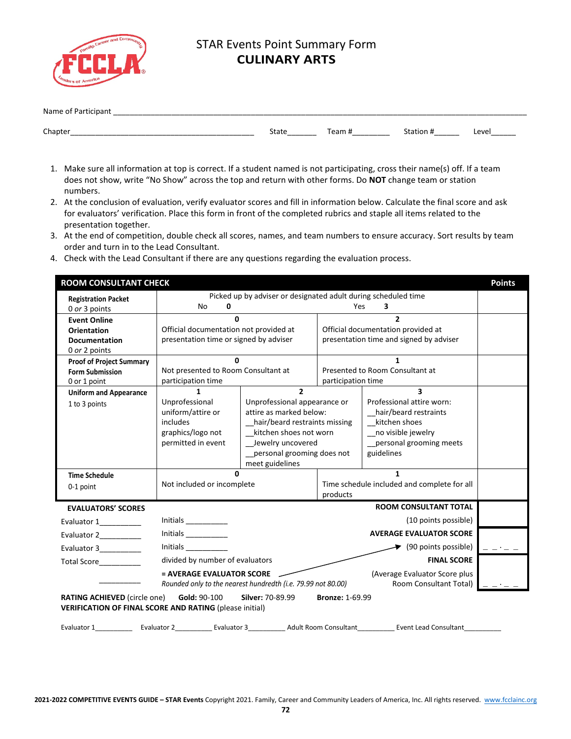# STAR Events Point Summary Form
## CULINARY ARTS

Name of Participant ___________________________________________________________________________

Chapter_____________________________________ State_______ Team #________ Station #______ Level______

1. Make sure all information at top is correct. If a student named is not participating, cross their name(s) off. If a team does not show, write "No Show" across the top and return with other forms. Do **NOT** change team or station numbers.
2. At the conclusion of evaluation, verify evaluator scores and fill in information below. Calculate the final score and ask for evaluators' verification. Place this form in front of the completed rubrics and staple all items related to the presentation together.
3. At the end of competition, double check all scores, names, and team numbers to ensure accuracy. Sort results by team order and turn in to the Lead Consultant.
4. Check with the Lead Consultant if there are any questions regarding the evaluation process.

| ROOM CONSULTANT CHECK | | | | Points |
|---|---|---|---|---|
| **Registration Packet** 0 *or* 3 points | Picked up by adviser or designated adult during scheduled time — No **0** | | Yes **3** | |
| **Event Online Orientation Documentation** 0 *or* 2 points | **0** Official documentation not provided at presentation time or signed by adviser | | **2** Official documentation provided at presentation time and signed by adviser | |
| **Proof of Project Summary Form Submission** 0 or 1 point | **0** Not presented to Room Consultant at participation time | | **1** Presented to Room Consultant at participation time | |
| **Uniform and Appearance** 1 to 3 points | **1** Unprofessional uniform/attire or includes graphics/logo not permitted in event | **2** Unprofessional appearance or attire as marked below: __hair/beard restraints missing __kitchen shoes not worn __Jewelry uncovered __personal grooming does not meet guidelines | **3** Professional attire worn: __hair/beard restraints __kitchen shoes __no visible jewelry __personal grooming meets guidelines | |
| **Time Schedule** 0-1 point | **0** Not included or incomplete | | **1** Time schedule included and complete for all products | |

| EVALUATORS' SCORES | | | |
|---|---|---|---|
| Evaluator 1_________ | Initials __________ | **ROOM CONSULTANT TOTAL** (10 points possible) | |
| Evaluator 2_________ | Initials __________ | **AVERAGE EVALUATOR SCORE** | |
| Evaluator 3_________ | Initials __________ | (90 points possible) | _ _ . _ _ |
| Total Score_________ | divided by number of evaluators | **FINAL SCORE** | |
| _________ | **= AVERAGE EVALUATOR SCORE** *Rounded only to the nearest hundredth (i.e. 79.99 not 80.00)* | (Average Evaluator Score plus Room Consultant Total) | _ _ . _ _ |

**RATING ACHIEVED** (circle one) **Gold:** 90-100 **Silver:** 70-89.99 **Bronze:** 1-69.99

**VERIFICATION OF FINAL SCORE AND RATING** (please initial)

Evaluator 1_________ Evaluator 2_________ Evaluator 3_________ Adult Room Consultant_________ Event Lead Consultant_________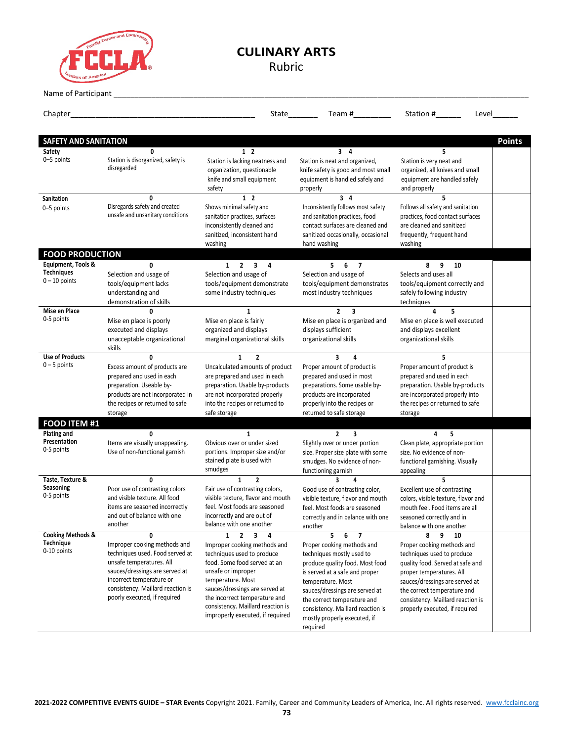# CULINARY ARTS

## Rubric

Name of Participant ___________________________________________

Chapter ___________________________ State_______ Team #_________ Station #______ Level______

| SAFETY AND SANITATION | | | | | Points |
|---|---|---|---|---|---|
| **Safety** 0–5 points | **0** Station is disorganized, safety is disregarded | **1 2** Station is lacking neatness and organization, questionable knife and small equipment safety | **3 4** Station is neat and organized, knife safety is good and most small equipment is handled safely and properly | **5** Station is very neat and organized, all knives and small equipment are handled safely and properly | |
| **Sanitation** 0–5 points | **0** Disregards safety and created unsafe and unsanitary conditions | **1 2** Shows minimal safety and sanitation practices, surfaces inconsistently cleaned and sanitized, inconsistent hand washing | **3 4** Inconsistently follows most safety and sanitation practices, food contact surfaces are cleaned and sanitized occasionally, occasional hand washing | **5** Follows all safety and sanitation practices, food contact surfaces are cleaned and sanitized frequently, frequent hand washing | |
| **FOOD PRODUCTION** | | | | | |
| **Equipment, Tools & Techniques** 0 – 10 points | **0** Selection and usage of tools/equipment lacks understanding and demonstration of skills | **1 2 3 4** Selection and usage of tools/equipment demonstrate some industry techniques | **5 6 7** Selection and usage of tools/equipment demonstrates most industry techniques | **8 9 10** Selects and uses all tools/equipment correctly and safely following industry techniques | |
| **Mise en Place** 0-5 points | **0** Mise en place is poorly executed and displays unacceptable organizational skills | **1** Mise en place is fairly organized and displays marginal organizational skills | **2 3** Mise en place is organized and displays sufficient organizational skills | **4 5** Mise en place is well executed and displays excellent organizational skills | |
| **Use of Products** 0 – 5 points | **0** Excess amount of products are prepared and used in each preparation. Useable by-products are not incorporated in the recipes or returned to safe storage | **1 2** Uncalculated amounts of product are prepared and used in each preparation. Usable by-products are not incorporated properly into the recipes or returned to safe storage | **3 4** Proper amount of product is prepared and used in most preparations. Some usable by-products are incorporated properly into the recipes or returned to safe storage | **5** Proper amount of product is prepared and used in each preparation. Usable by-products are incorporated properly into the recipes or returned to safe storage | |
| **FOOD ITEM #1** | | | | | |
| **Plating and Presentation** 0-5 points | **0** Items are visually unappealing. Use of non-functional garnish | **1** Obvious over or under sized portions. Improper size and/or stained plate is used with smudges | **2 3** Slightly over or under portion size. Proper size plate with some smudges. No evidence of non-functioning garnish | **4 5** Clean plate, appropriate portion size. No evidence of non-functional garnishing. Visually appealing | |
| **Taste, Texture & Seasoning** 0-5 points | **0** Poor use of contrasting colors and visible texture. All food items are seasoned incorrectly and out of balance with one another | **1 2** Fair use of contrasting colors, visible texture, flavor and mouth feel. Most foods are seasoned incorrectly and not in balance with one another | **3 4** Good use of contrasting color, visible texture, flavor and mouth feel. Most foods are seasoned correctly and in balance with one another | **5** Excellent use of contrasting colors, visible texture, flavor and mouth feel. Food items are all seasoned correctly and in balance with one another | |
| **Cooking Methods & Technique** 0-10 points | **0** Improper cooking methods and techniques used. Food served at unsafe temperatures. All sauces/dressings are served at incorrect temperature or consistency. Maillard reaction is poorly executed, if required | **1 2 3 4** Improper cooking methods and techniques used to produce food. Some food served at an unsafe or improper temperature. Most sauces/dressings are served at the incorrect temperature and consistency. Maillard reaction is improperly executed, if required | **5 6 7** Proper cooking methods and techniques mostly used to produce quality food. Most food is served at a safe and proper temperature. Most sauces/dressings are served at the correct temperature and consistency. Maillard reaction is mostly properly executed, if required | **8 9 10** Proper cooking methods and techniques used to produce quality food. Served at safe and proper temperatures. All sauces/dressings are served at the correct temperature and consistency. Maillard reaction is properly executed, if required | |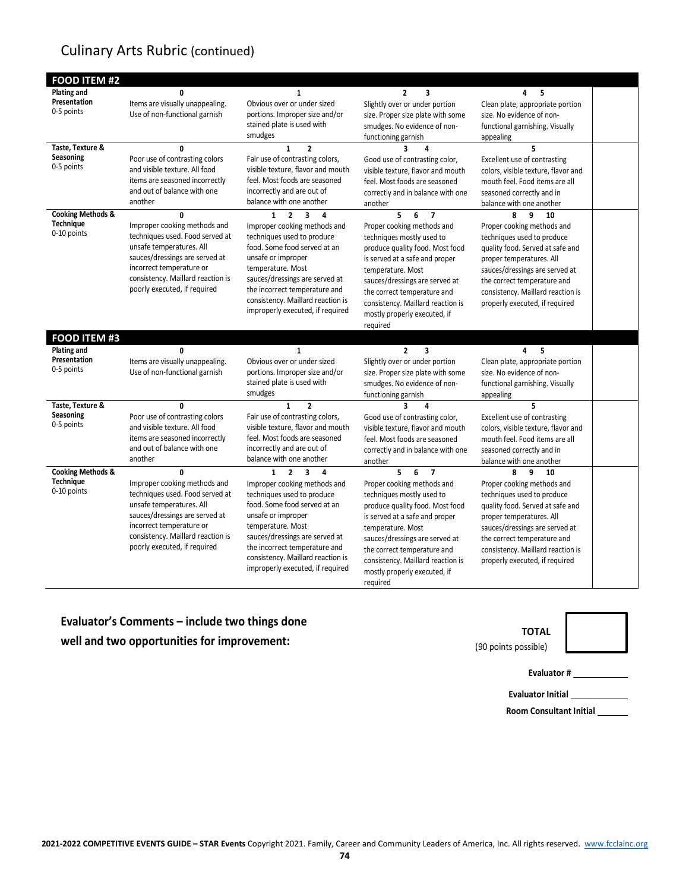## Culinary Arts Rubric (continued)

| FOOD ITEM #2 | | | | | |
|---|---|---|---|---|---|
| **Plating and Presentation** 0-5 points | **0** Items are visually unappealing. Use of non-functional garnish | **1** Obvious over or under sized portions. Improper size and/or stained plate is used with smudges | **2 3** Slightly over or under portion size. Proper size plate with some smudges. No evidence of non-functioning garnish | **4 5** Clean plate, appropriate portion size. No evidence of non-functional garnishing. Visually appealing | |
| **Taste, Texture & Seasoning** 0-5 points | **0** Poor use of contrasting colors and visible texture. All food items are seasoned incorrectly and out of balance with one another | **1 2** Fair use of contrasting colors, visible texture, flavor and mouth feel. Most foods are seasoned incorrectly and are out of balance with one another | **3 4** Good use of contrasting color, visible texture, flavor and mouth feel. Most foods are seasoned correctly and in balance with one another | **5** Excellent use of contrasting colors, visible texture, flavor and mouth feel. Food items are all seasoned correctly and in balance with one another | |
| **Cooking Methods & Technique** 0-10 points | **0** Improper cooking methods and techniques used. Food served at unsafe temperatures. All sauces/dressings are served at incorrect temperature or consistency. Maillard reaction is poorly executed, if required | **1 2 3 4** Improper cooking methods and techniques used to produce food. Some food served at an unsafe or improper temperature. Most sauces/dressings are served at the incorrect temperature and consistency. Maillard reaction is improperly executed, if required | **5 6 7** Proper cooking methods and techniques mostly used to produce quality food. Most food is served at a safe and proper temperature. Most sauces/dressings are served at the correct temperature and consistency. Maillard reaction is mostly properly executed, if required | **8 9 10** Proper cooking methods and techniques used to produce quality food. Served at safe and proper temperatures. All sauces/dressings are served at the correct temperature and consistency. Maillard reaction is properly executed, if required | |
| **FOOD ITEM #3** | | | | | |
| **Plating and Presentation** 0-5 points | **0** Items are visually unappealing. Use of non-functional garnish | **1** Obvious over or under sized portions. Improper size and/or stained plate is used with smudges | **2 3** Slightly over or under portion size. Proper size plate with some smudges. No evidence of non-functioning garnish | **4 5** Clean plate, appropriate portion size. No evidence of non-functional garnishing. Visually appealing | |
| **Taste, Texture & Seasoning** 0-5 points | **0** Poor use of contrasting colors and visible texture. All food items are seasoned incorrectly and out of balance with one another | **1 2** Fair use of contrasting colors, visible texture, flavor and mouth feel. Most foods are seasoned incorrectly and are out of balance with one another | **3 4** Good use of contrasting color, visible texture, flavor and mouth feel. Most foods are seasoned correctly and in balance with one another | **5** Excellent use of contrasting colors, visible texture, flavor and mouth feel. Food items are all seasoned correctly and in balance with one another | |
| **Cooking Methods & Technique** 0-10 points | **0** Improper cooking methods and techniques used. Food served at unsafe temperatures. All sauces/dressings are served at incorrect temperature or consistency. Maillard reaction is poorly executed, if required | **1 2 3 4** Improper cooking methods and techniques used to produce food. Some food served at an unsafe or improper temperature. Most sauces/dressings are served at the incorrect temperature and consistency. Maillard reaction is improperly executed, if required | **5 6 7** Proper cooking methods and techniques mostly used to produce quality food. Most food is served at a safe and proper temperature. Most sauces/dressings are served at the correct temperature and consistency. Maillard reaction is mostly properly executed, if required | **8 9 10** Proper cooking methods and techniques used to produce quality food. Served at safe and proper temperatures. All sauces/dressings are served at the correct temperature and consistency. Maillard reaction is properly executed, if required | |

**Evaluator's Comments – include two things done well and two opportunities for improvement:**

**TOTAL** (90 points possible) ______

**Evaluator #** ____________

**Evaluator Initial** ____________

**Room Consultant Initial** ______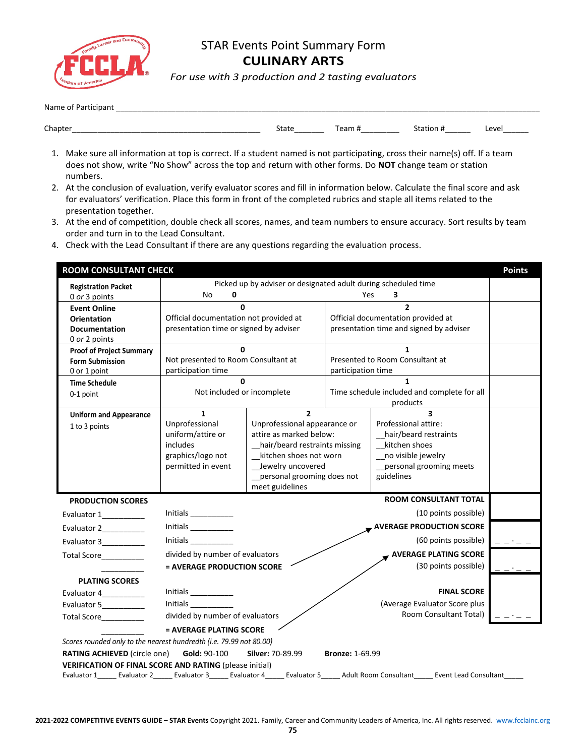# STAR Events Point Summary Form

## CULINARY ARTS

*For use with 3 production and 2 tasting evaluators*

Name of Participant ___________________________________________

Chapter_____________________________ State_______ Team #_________ Station #______ Level______

1. Make sure all information at top is correct. If a student named is not participating, cross their name(s) off. If a team does not show, write "No Show" across the top and return with other forms. Do **NOT** change team or station numbers.
2. At the conclusion of evaluation, verify evaluator scores and fill in information below. Calculate the final score and ask for evaluators' verification. Place this form in front of the completed rubrics and staple all items related to the presentation together.
3. At the end of competition, double check all scores, names, and team numbers to ensure accuracy. Sort results by team order and turn in to the Lead Consultant.
4. Check with the Lead Consultant if there are any questions regarding the evaluation process.

| ROOM CONSULTANT CHECK | | | | Points |
|---|---|---|---|---|
| **Registration Packet** 0 *or* 3 points | Picked up by adviser or designated adult during scheduled time — No **0** | | Yes **3** | |
| **Event Online Orientation Documentation** 0 *or* 2 points | **0** Official documentation not provided at presentation time or signed by adviser | | **2** Official documentation provided at presentation time and signed by adviser | |
| **Proof of Project Summary Form Submission** 0 or 1 point | **0** Not presented to Room Consultant at participation time | | **1** Presented to Room Consultant at participation time | |
| **Time Schedule** 0-1 point | **0** Not included or incomplete | | **1** Time schedule included and complete for all products | |
| **Uniform and Appearance** 1 to 3 points | **1** Unprofessional uniform/attire or includes graphics/logo not permitted in event | **2** Unprofessional appearance or attire as marked below: __hair/beard restraints missing __kitchen shoes not worn __Jewelry uncovered __personal grooming does not meet guidelines | **3** Professional attire: __hair/beard restraints __kitchen shoes __no visible jewelry __personal grooming meets guidelines | |

**PRODUCTION SCORES**

Evaluator 1__________ Initials __________

Evaluator 2__________ Initials __________

Evaluator 3__________ Initials __________

Total Score__________ divided by number of evaluators

__________ **= AVERAGE PRODUCTION SCORE**

**PLATING SCORES**

Evaluator 4__________ Initials __________

Evaluator 5__________ Initials __________

Total Score__________ divided by number of evaluators

__________ **= AVERAGE PLATING SCORE**

| | |
|---|---|
| **ROOM CONSULTANT TOTAL** (10 points possible) | |
| **AVERAGE PRODUCTION SCORE** (60 points possible) | _ _ . _ _ |
| **AVERAGE PLATING SCORE** (30 points possible) | _ _ . _ _ |
| **FINAL SCORE** (Average Evaluator Score plus Room Consultant Total) | _ _ . _ _ |

*Scores rounded only to the nearest hundredth (i.e. 79.99 not 80.00)*

**RATING ACHIEVED** (circle one) **Gold:** 90-100 **Silver:** 70-89.99 **Bronze:** 1-69.99

**VERIFICATION OF FINAL SCORE AND RATING** (please initial)

Evaluator 1_____ Evaluator 2_____ Evaluator 3_____ Evaluator 4_____ Evaluator 5_____ Adult Room Consultant_____ Event Lead Consultant_____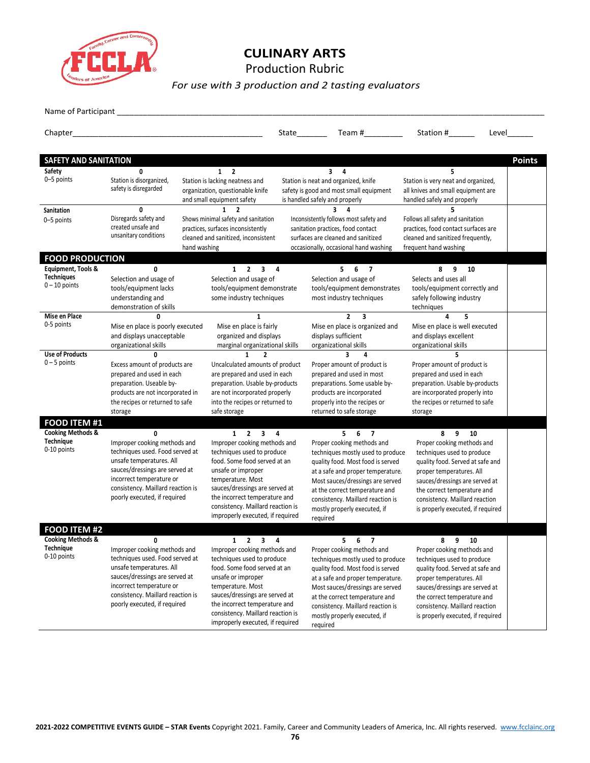# CULINARY ARTS

## Production Rubric

*For use with 3 production and 2 tasting evaluators*

Name of Participant ______________________________________________________________________________

Chapter___________________________________________ State_______ Team #_________ Station #______ Level______

| SAFETY AND SANITATION | | | | | Points |
|---|---|---|---|---|---|
| **Safety** 0–5 points | **0** Station is disorganized, safety is disregarded | **1 2** Station is lacking neatness and organization, questionable knife and small equipment safety | **3 4** Station is neat and organized, knife safety is good and most small equipment is handled safely and properly | **5** Station is very neat and organized, all knives and small equipment are handled safely and properly | |
| **Sanitation** 0–5 points | **0** Disregards safety and created unsafe and unsanitary conditions | **1 2** Shows minimal safety and sanitation practices, surfaces inconsistently cleaned and sanitized, inconsistent hand washing | **3 4** Inconsistently follows most safety and sanitation practices, food contact surfaces are cleaned and sanitized occasionally, occasional hand washing | **5** Follows all safety and sanitation practices, food contact surfaces are cleaned and sanitized frequently, frequent hand washing | |
| **FOOD PRODUCTION** | | | | | |
| **Equipment, Tools & Techniques** 0 – 10 points | **0** Selection and usage of tools/equipment lacks understanding and demonstration of skills | **1 2 3 4** Selection and usage of tools/equipment demonstrate some industry techniques | **5 6 7** Selection and usage of tools/equipment demonstrates most industry techniques | **8 9 10** Selects and uses all tools/equipment correctly and safely following industry techniques | |
| **Mise en Place** 0-5 points | **0** Mise en place is poorly executed and displays unacceptable organizational skills | **1** Mise en place is fairly organized and displays marginal organizational skills | **2 3** Mise en place is organized and displays sufficient organizational skills | **4 5** Mise en place is well executed and displays excellent organizational skills | |
| **Use of Products** 0 – 5 points | **0** Excess amount of products are prepared and used in each preparation. Useable by-products are not incorporated in the recipes or returned to safe storage | **1 2** Uncalculated amounts of product are prepared and used in each preparation. Usable by-products are not incorporated properly into the recipes or returned to safe storage | **3 4** Proper amount of product is prepared and used in most preparations. Some usable by-products are incorporated properly into the recipes or returned to safe storage | **5** Proper amount of product is prepared and used in each preparation. Usable by-products are incorporated properly into the recipes or returned to safe storage | |
| **FOOD ITEM #1** | | | | | |
| **Cooking Methods & Technique** 0-10 points | **0** Improper cooking methods and techniques used. Food served at unsafe temperatures. All sauces/dressings are served at incorrect temperature or consistency. Maillard reaction is poorly executed, if required | **1 2 3 4** Improper cooking methods and techniques used to produce food. Some food served at an unsafe or improper temperature. Most sauces/dressings are served at the incorrect temperature and consistency. Maillard reaction is improperly executed, if required | **5 6 7** Proper cooking methods and techniques mostly used to produce quality food. Most food is served at a safe and proper temperature. Most sauces/dressings are served at the correct temperature and consistency. Maillard reaction is mostly properly executed, if required | **8 9 10** Proper cooking methods and techniques used to produce quality food. Served at safe and proper temperatures. All sauces/dressings are served at the correct temperature and consistency. Maillard reaction is properly executed, if required | |
| **FOOD ITEM #2** | | | | | |
| **Cooking Methods & Technique** 0-10 points | **0** Improper cooking methods and techniques used. Food served at unsafe temperatures. All sauces/dressings are served at incorrect temperature or consistency. Maillard reaction is poorly executed, if required | **1 2 3 4** Improper cooking methods and techniques used to produce food. Some food served at an unsafe or improper temperature. Most sauces/dressings are served at the incorrect temperature and consistency. Maillard reaction is improperly executed, if required | **5 6 7** Proper cooking methods and techniques mostly used to produce quality food. Most food is served at a safe and proper temperature. Most sauces/dressings are served at the correct temperature and consistency. Maillard reaction is mostly properly executed, if required | **8 9 10** Proper cooking methods and techniques used to produce quality food. Served at safe and proper temperatures. All sauces/dressings are served at the correct temperature and consistency. Maillard reaction is properly executed, if required | |

**2021-2022 COMPETITIVE EVENTS GUIDE – STAR Events** Copyright 2021. Family, Career and Community Leaders of America, Inc. All rights reserved. www.fcclainc.org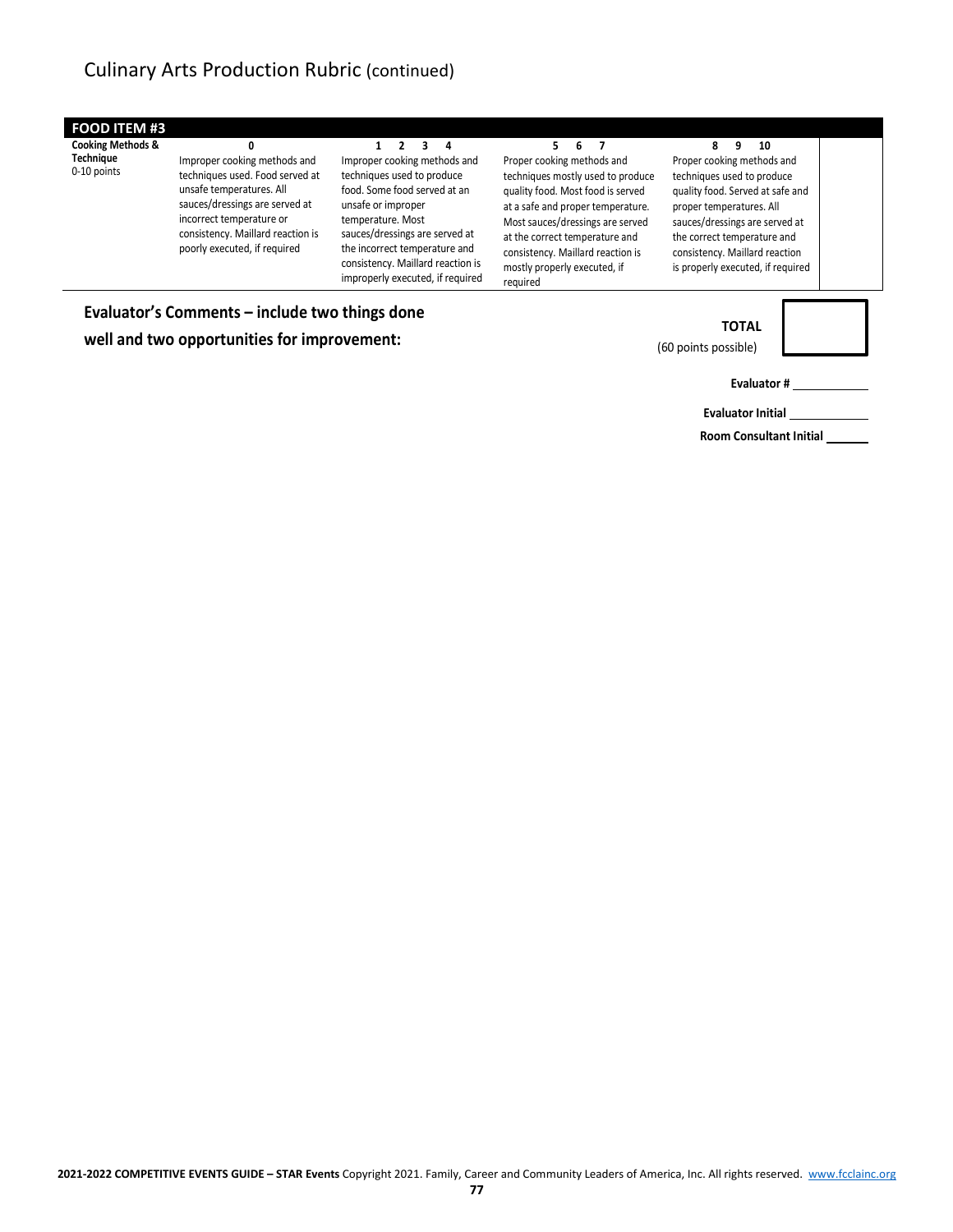## Culinary Arts Production Rubric (continued)

| FOOD ITEM #3 | 0 | 1 2 3 4 | 5 6 7 | 8 9 10 | |
|---|---|---|---|---|---|
| **Cooking Methods & Technique** 0-10 points | Improper cooking methods and techniques used. Food served at unsafe temperatures. All sauces/dressings are served at incorrect temperature or consistency. Maillard reaction is poorly executed, if required | Improper cooking methods and techniques used to produce food. Some food served at an unsafe or improper temperature. Most sauces/dressings are served at the incorrect temperature and consistency. Maillard reaction is improperly executed, if required | Proper cooking methods and techniques mostly used to produce quality food. Most food is served at a safe and proper temperature. Most sauces/dressings are served at the correct temperature and consistency. Maillard reaction is mostly properly executed, if required | Proper cooking methods and techniques used to produce quality food. Served at safe and proper temperatures. All sauces/dressings are served at the correct temperature and consistency. Maillard reaction is properly executed, if required | |

**Evaluator's Comments – include two things done well and two opportunities for improvement:**

**TOTAL**
(60 points possible)

**Evaluator #** ____________

**Evaluator Initial** ____________

**Room Consultant Initial** ______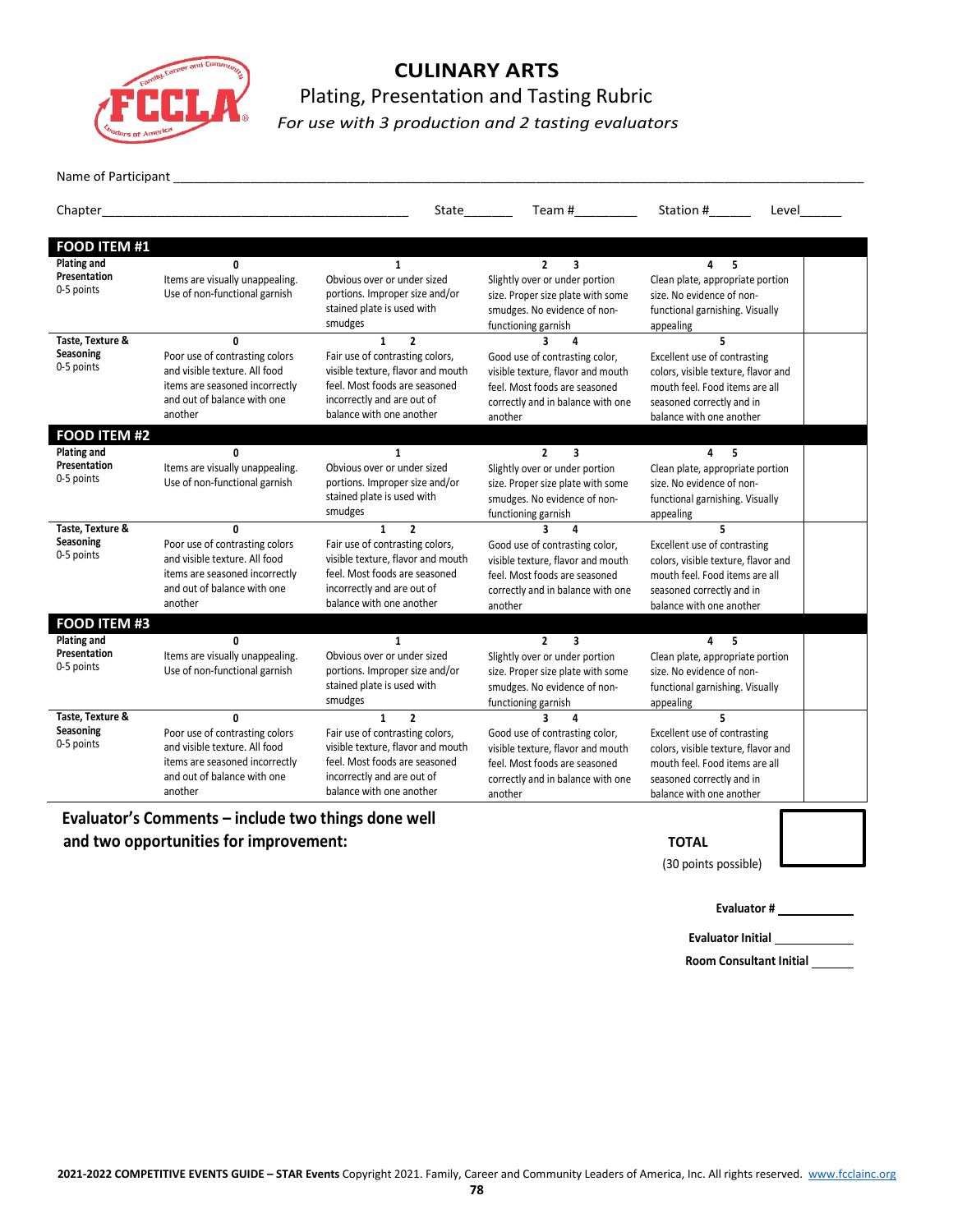# CULINARY ARTS

## Plating, Presentation and Tasting Rubric

*For use with 3 production and 2 tasting evaluators*

Name of Participant ___________________________________________

Chapter_________________________ State______ Team #________ Station #______ Level______

| FOOD ITEM #1 | | | | | |
|---|---|---|---|---|---|
| **Plating and Presentation** 0-5 points | **0** Items are visually unappealing. Use of non-functional garnish | **1** Obvious over or under sized portions. Improper size and/or stained plate is used with smudges | **2 3** Slightly over or under portion size. Proper size plate with some smudges. No evidence of non-functioning garnish | **4 5** Clean plate, appropriate portion size. No evidence of non-functional garnishing. Visually appealing | |
| **Taste, Texture & Seasoning** 0-5 points | **0** Poor use of contrasting colors and visible texture. All food items are seasoned incorrectly and out of balance with one another | **1 2** Fair use of contrasting colors, visible texture, flavor and mouth feel. Most foods are seasoned incorrectly and are out of balance with one another | **3 4** Good use of contrasting color, visible texture, flavor and mouth feel. Most foods are seasoned correctly and in balance with one another | **5** Excellent use of contrasting colors, visible texture, flavor and mouth feel. Food items are all seasoned correctly and in balance with one another | |
| **FOOD ITEM #2** | | | | | |
| **Plating and Presentation** 0-5 points | **0** Items are visually unappealing. Use of non-functional garnish | **1** Obvious over or under sized portions. Improper size and/or stained plate is used with smudges | **2 3** Slightly over or under portion size. Proper size plate with some smudges. No evidence of non-functioning garnish | **4 5** Clean plate, appropriate portion size. No evidence of non-functional garnishing. Visually appealing | |
| **Taste, Texture & Seasoning** 0-5 points | **0** Poor use of contrasting colors and visible texture. All food items are seasoned incorrectly and out of balance with one another | **1 2** Fair use of contrasting colors, visible texture, flavor and mouth feel. Most foods are seasoned incorrectly and are out of balance with one another | **3 4** Good use of contrasting color, visible texture, flavor and mouth feel. Most foods are seasoned correctly and in balance with one another | **5** Excellent use of contrasting colors, visible texture, flavor and mouth feel. Food items are all seasoned correctly and in balance with one another | |
| **FOOD ITEM #3** | | | | | |
| **Plating and Presentation** 0-5 points | **0** Items are visually unappealing. Use of non-functional garnish | **1** Obvious over or under sized portions. Improper size and/or stained plate is used with smudges | **2 3** Slightly over or under portion size. Proper size plate with some smudges. No evidence of non-functioning garnish | **4 5** Clean plate, appropriate portion size. No evidence of non-functional garnishing. Visually appealing | |
| **Taste, Texture & Seasoning** 0-5 points | **0** Poor use of contrasting colors and visible texture. All food items are seasoned incorrectly and out of balance with one another | **1 2** Fair use of contrasting colors, visible texture, flavor and mouth feel. Most foods are seasoned incorrectly and are out of balance with one another | **3 4** Good use of contrasting color, visible texture, flavor and mouth feel. Most foods are seasoned correctly and in balance with one another | **5** Excellent use of contrasting colors, visible texture, flavor and mouth feel. Food items are all seasoned correctly and in balance with one another | |

**Evaluator's Comments – include two things done well and two opportunities for improvement:**

**TOTAL** (30 points possible) ______

**Evaluator #** __________

**Evaluator Initial** __________

**Room Consultant Initial** ______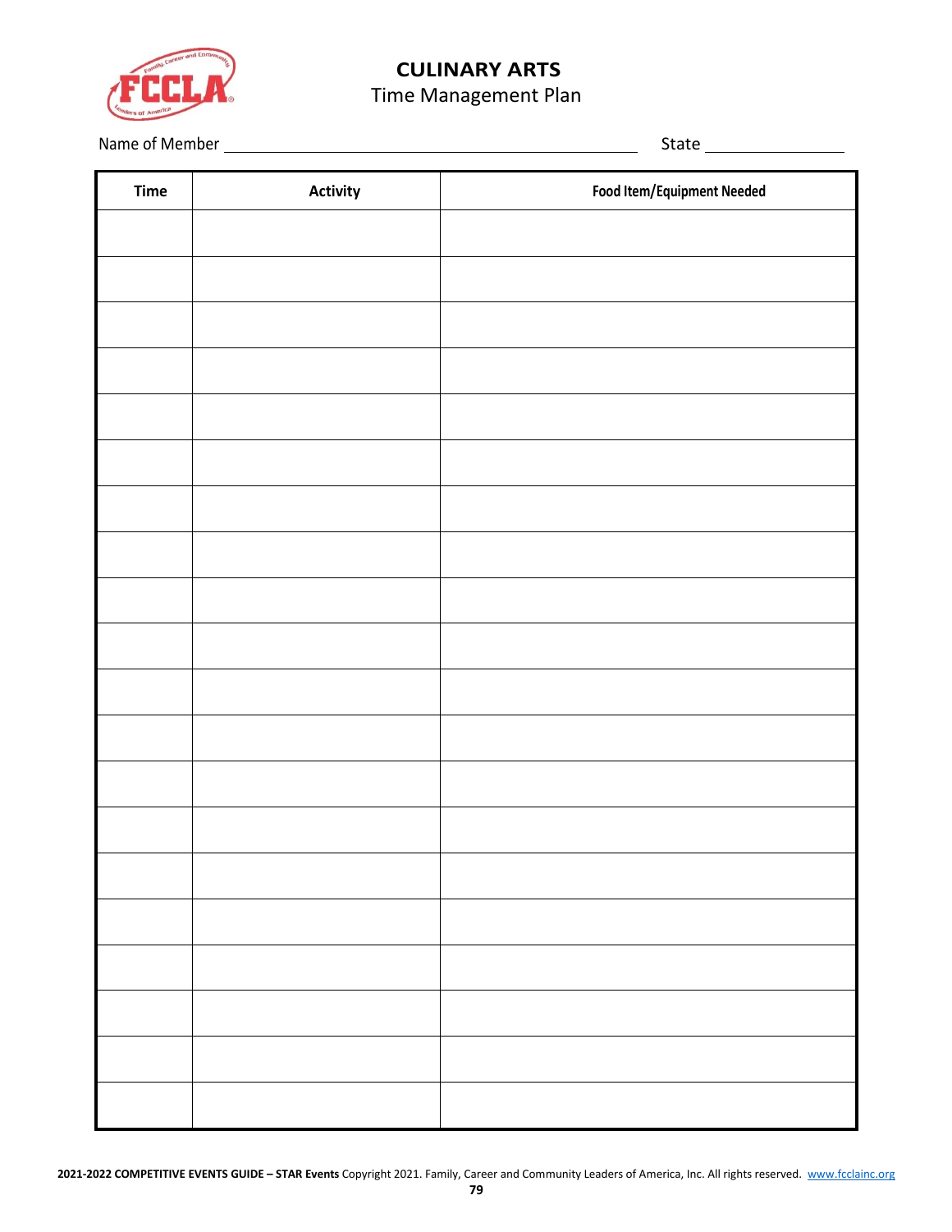# CULINARY ARTS

## Time Management Plan

Name of Member ______________________________ State ______________

| Time | Activity | Food Item/Equipment Needed |
|---|---|---|
| | | |
| | | |
| | | |
| | | |
| | | |
| | | |
| | | |
| | | |
| | | |
| | | |
| | | |
| | | |
| | | |
| | | |
| | | |
| | | |
| | | |
| | | |
| | | |
| | | |

**2021-2022 COMPETITIVE EVENTS GUIDE – STAR Events** Copyright 2021. Family, Career and Community Leaders of America, Inc. All rights reserved. www.fcclainc.org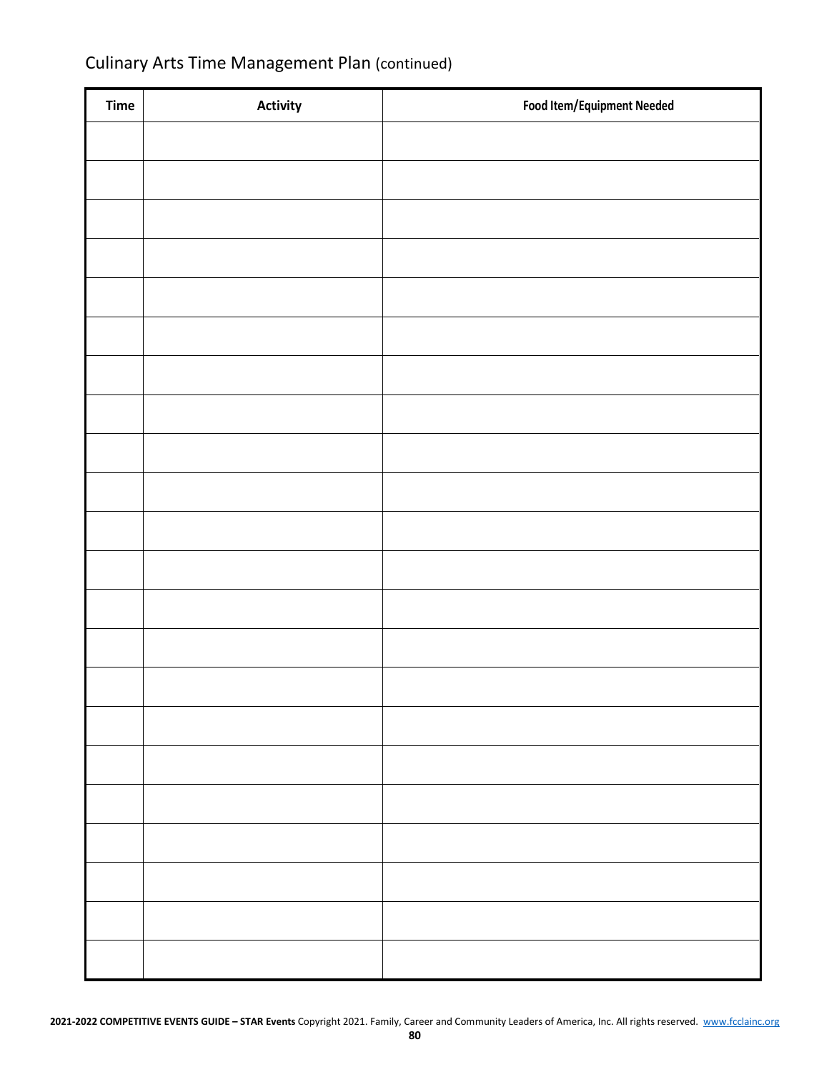## Culinary Arts Time Management Plan (continued)

| Time | Activity | Food Item/Equipment Needed |
|---|---|---|
| | | |
| | | |
| | | |
| | | |
| | | |
| | | |
| | | |
| | | |
| | | |
| | | |
| | | |
| | | |
| | | |
| | | |
| | | |
| | | |
| | | |
| | | |
| | | |
| | | |
| | | |
| | | |